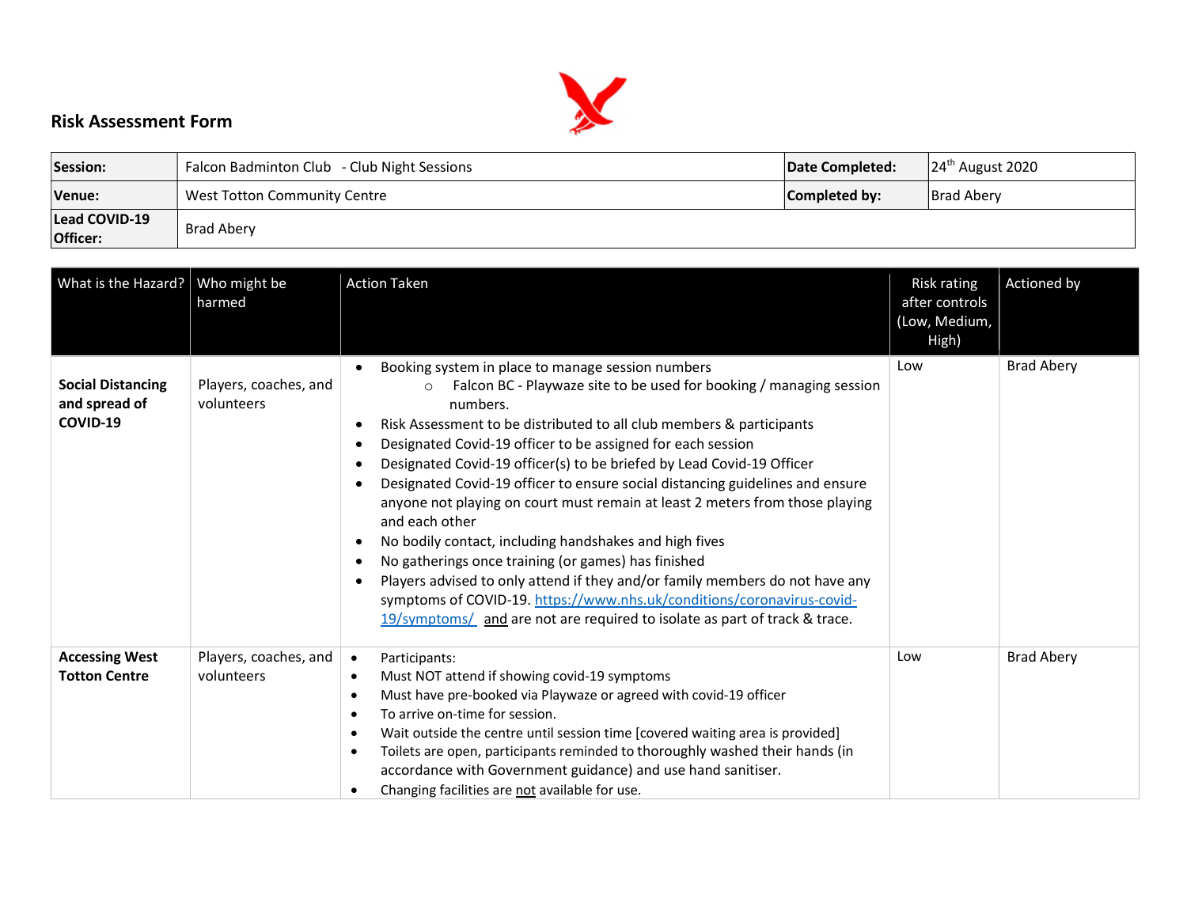## Risk Assessment Form

| Session: | Falcon Badminton Club - Club Night Sessions | Date Completed: | 24th August 2020 |
|---|---|---|---|
| Venue: | West Totton Community Centre | Completed by: | Brad Abery |
| Lead COVID-19 Officer: | Brad Abery | | |

| What is the Hazard? | Who might be harmed | Action Taken | Risk rating after controls (Low, Medium, High) | Actioned by |
|---|---|---|---|---|
| **Social Distancing and spread of COVID-19** | Players, coaches, and volunteers | • Booking system in place to manage session numbers<br>  ○ Falcon BC - Playwaze site to be used for booking / managing session numbers.<br>• Risk Assessment to be distributed to all club members & participants<br>• Designated Covid-19 officer to be assigned for each session<br>• Designated Covid-19 officer(s) to be briefed by Lead Covid-19 Officer<br>• Designated Covid-19 officer to ensure social distancing guidelines and ensure anyone not playing on court must remain at least 2 meters from those playing and each other<br>• No bodily contact, including handshakes and high fives<br>• No gatherings once training (or games) has finished<br>• Players advised to only attend if they and/or family members do not have any symptoms of COVID-19. https://www.nhs.uk/conditions/coronavirus-covid-19/symptoms/ and are not are required to isolate as part of track & trace. | Low | Brad Abery |
| **Accessing West Totton Centre** | Players, coaches, and volunteers | • Participants:<br>• Must NOT attend if showing covid-19 symptoms<br>• Must have pre-booked via Playwaze or agreed with covid-19 officer<br>• To arrive on-time for session.<br>• Wait outside the centre until session time [covered waiting area is provided]<br>• Toilets are open, participants reminded to thoroughly washed their hands (in accordance with Government guidance) and use hand sanitiser.<br>• Changing facilities are not available for use. | Low | Brad Abery |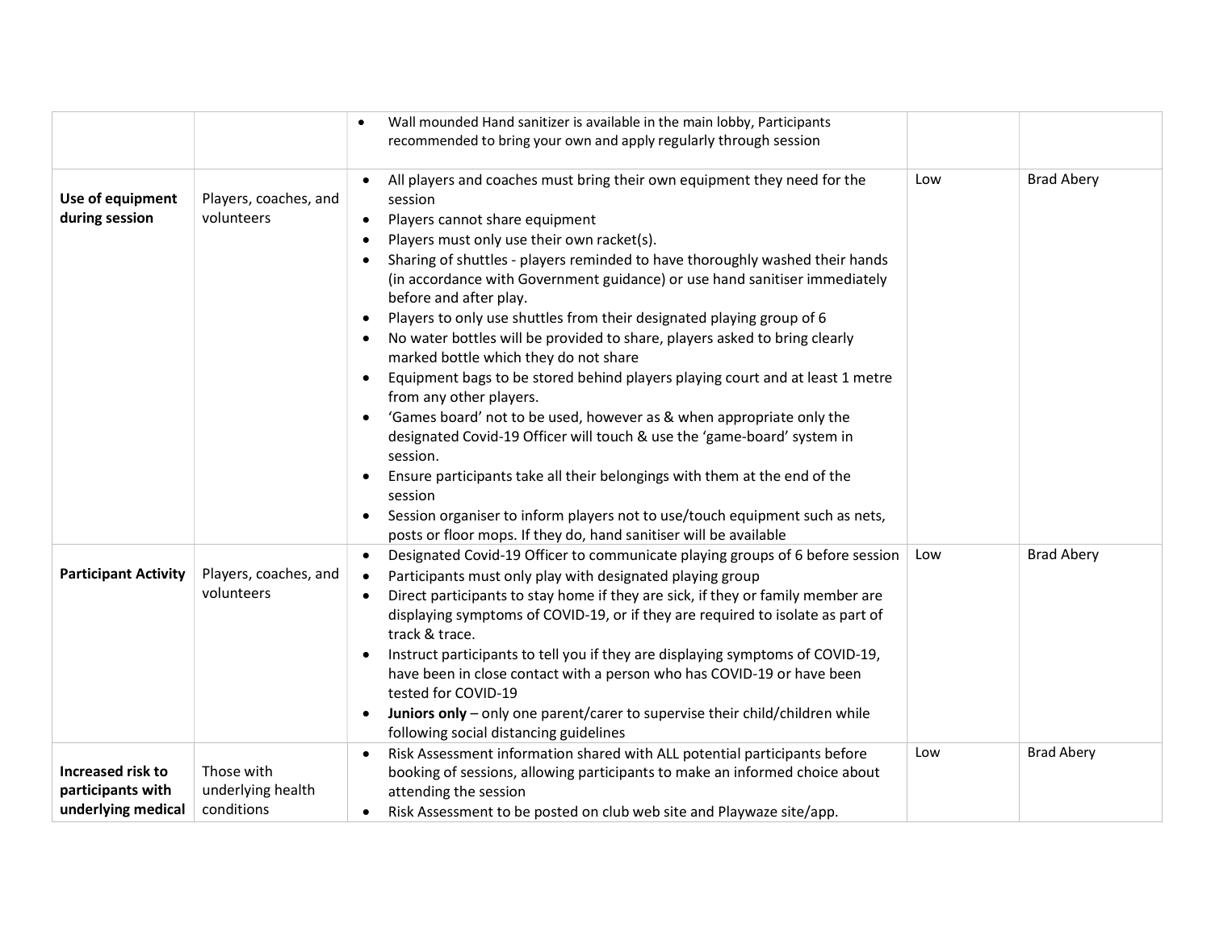| | | | | |
|---|---|---|---|---|
| | | • Wall mounded Hand sanitizer is available in the main lobby, Participants recommended to bring your own and apply regularly through session | | |
| **Use of equipment during session** | Players, coaches, and volunteers | • All players and coaches must bring their own equipment they need for the session<br>• Players cannot share equipment<br>• Players must only use their own racket(s).<br>• Sharing of shuttles - players reminded to have thoroughly washed their hands (in accordance with Government guidance) or use hand sanitiser immediately before and after play.<br>• Players to only use shuttles from their designated playing group of 6<br>• No water bottles will be provided to share, players asked to bring clearly marked bottle which they do not share<br>• Equipment bags to be stored behind players playing court and at least 1 metre from any other players.<br>• 'Games board' not to be used, however as & when appropriate only the designated Covid-19 Officer will touch & use the 'game-board' system in session.<br>• Ensure participants take all their belongings with them at the end of the session<br>• Session organiser to inform players not to use/touch equipment such as nets, posts or floor mops. If they do, hand sanitiser will be available | Low | Brad Abery |
| **Participant Activity** | Players, coaches, and volunteers | • Designated Covid-19 Officer to communicate playing groups of 6 before session<br>• Participants must only play with designated playing group<br>• Direct participants to stay home if they are sick, if they or family member are displaying symptoms of COVID-19, or if they are required to isolate as part of track & trace.<br>• Instruct participants to tell you if they are displaying symptoms of COVID-19, have been in close contact with a person who has COVID-19 or have been tested for COVID-19<br>• **Juniors only** – only one parent/carer to supervise their child/children while following social distancing guidelines | Low | Brad Abery |
| **Increased risk to participants with underlying medical** | Those with underlying health conditions | • Risk Assessment information shared with ALL potential participants before booking of sessions, allowing participants to make an informed choice about attending the session<br>• Risk Assessment to be posted on club web site and Playwaze site/app. | Low | Brad Abery |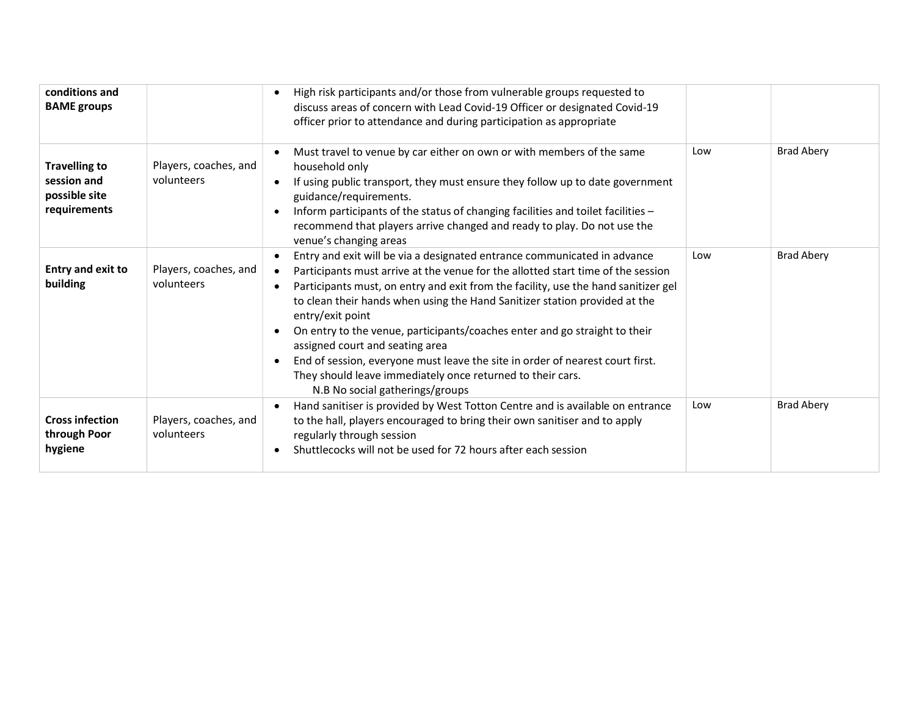| | | | | |
|---|---|---|---|---|
| **conditions and BAME groups** | | • High risk participants and/or those from vulnerable groups requested to discuss areas of concern with Lead Covid-19 Officer or designated Covid-19 officer prior to attendance and during participation as appropriate | | |
| **Travelling to session and possible site requirements** | Players, coaches, and volunteers | • Must travel to venue by car either on own or with members of the same household only<br>• If using public transport, they must ensure they follow up to date government guidance/requirements.<br>• Inform participants of the status of changing facilities and toilet facilities – recommend that players arrive changed and ready to play. Do not use the venue's changing areas | Low | Brad Abery |
| **Entry and exit to building** | Players, coaches, and volunteers | • Entry and exit will be via a designated entrance communicated in advance<br>• Participants must arrive at the venue for the allotted start time of the session<br>• Participants must, on entry and exit from the facility, use the hand sanitizer gel to clean their hands when using the Hand Sanitizer station provided at the entry/exit point<br>• On entry to the venue, participants/coaches enter and go straight to their assigned court and seating area<br>• End of session, everyone must leave the site in order of nearest court first. They should leave immediately once returned to their cars.<br>N.B No social gatherings/groups | Low | Brad Abery |
| **Cross infection through Poor hygiene** | Players, coaches, and volunteers | • Hand sanitiser is provided by West Totton Centre and is available on entrance to the hall, players encouraged to bring their own sanitiser and to apply regularly through session<br>• Shuttlecocks will not be used for 72 hours after each session | Low | Brad Abery |